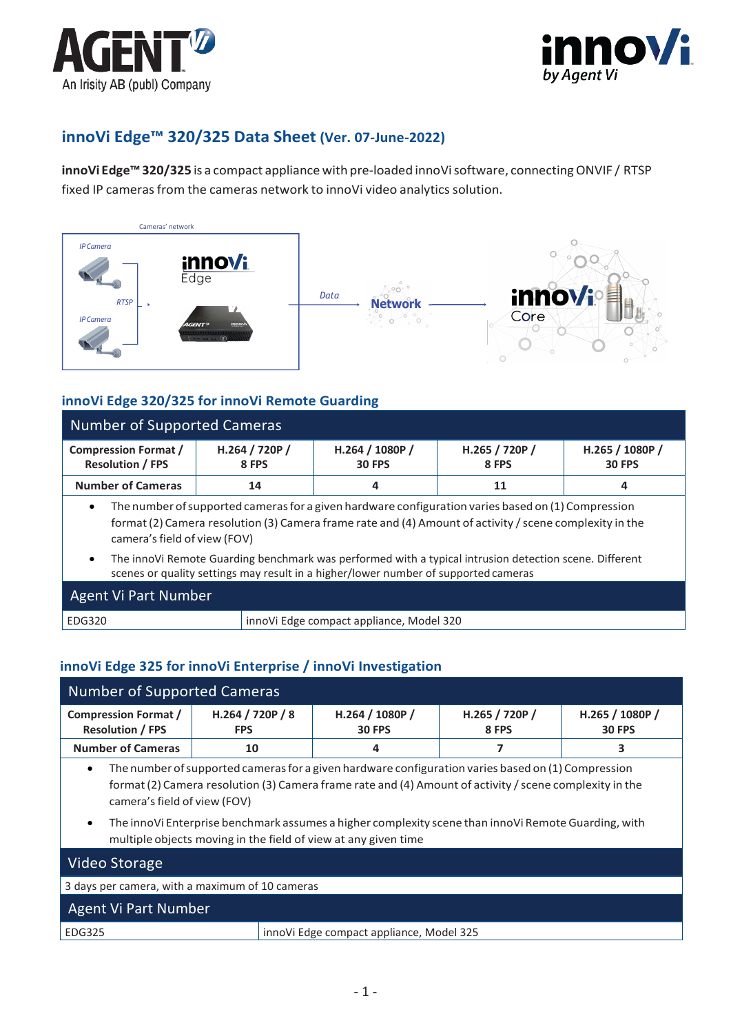## innoVi Edge™ 320/325 Data Sheet (Ver. 07-June-2022)

**innoVi Edge™ 320/325** is a compact appliance with pre-loaded innoVi software, connecting ONVIF / RTSP fixed IP cameras from the cameras network to innoVi video analytics solution.

### innoVi Edge 320/325 for innoVi Remote Guarding

| Number of Supported Cameras | | | | |
|---|---|---|---|---|
| **Compression Format / Resolution / FPS** | **H.264 / 720P / 8 FPS** | **H.264 / 1080P / 30 FPS** | **H.265 / 720P / 8 FPS** | **H.265 / 1080P / 30 FPS** |
| **Number of Cameras** | **14** | **4** | **11** | **4** |

- The number of supported cameras for a given hardware configuration varies based on (1) Compression format (2) Camera resolution (3) Camera frame rate and (4) Amount of activity / scene complexity in the camera's field of view (FOV)
- The innoVi Remote Guarding benchmark was performed with a typical intrusion detection scene. Different scenes or quality settings may result in a higher/lower number of supported cameras

| Agent Vi Part Number | |
|---|---|
| EDG320 | innoVi Edge compact appliance, Model 320 |

### innoVi Edge 325 for innoVi Enterprise / innoVi Investigation

| Number of Supported Cameras | | | | |
|---|---|---|---|---|
| **Compression Format / Resolution / FPS** | **H.264 / 720P / 8 FPS** | **H.264 / 1080P / 30 FPS** | **H.265 / 720P / 8 FPS** | **H.265 / 1080P / 30 FPS** |
| **Number of Cameras** | **10** | **4** | **7** | **3** |

- The number of supported cameras for a given hardware configuration varies based on (1) Compression format (2) Camera resolution (3) Camera frame rate and (4) Amount of activity / scene complexity in the camera's field of view (FOV)
- The innoVi Enterprise benchmark assumes a higher complexity scene than innoVi Remote Guarding, with multiple objects moving in the field of view at any given time

| Video Storage |
|---|
| 3 days per camera, with a maximum of 10 cameras |

| Agent Vi Part Number | |
|---|---|
| EDG325 | innoVi Edge compact appliance, Model 325 |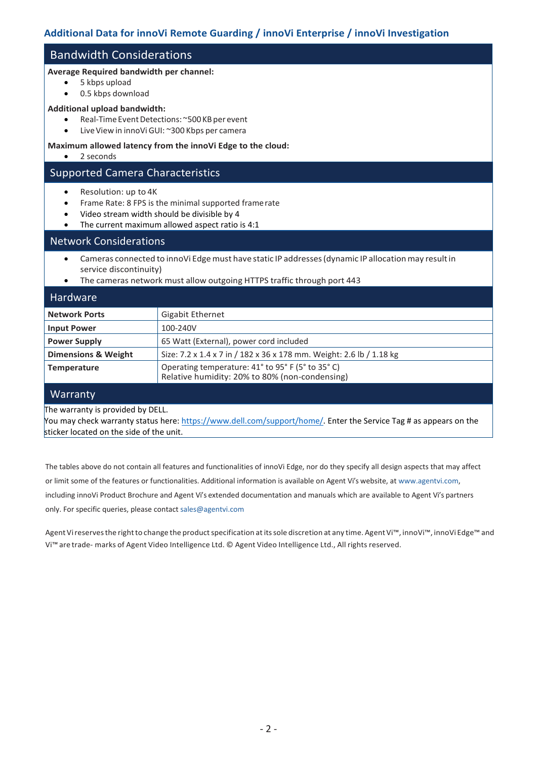## Additional Data for innoVi Remote Guarding / innoVi Enterprise / innoVi Investigation

### Bandwidth Considerations

**Average Required bandwidth per channel:**

- 5 kbps upload
- 0.5 kbps download

**Additional upload bandwidth:**

- Real-Time Event Detections: ~500 KB per event
- Live View in innoVi GUI: ~300 Kbps per camera

**Maximum allowed latency from the innoVi Edge to the cloud:**

- 2 seconds

### Supported Camera Characteristics

- Resolution: up to 4K
- Frame Rate: 8 FPS is the minimal supported frame rate
- Video stream width should be divisible by 4
- The current maximum allowed aspect ratio is 4:1

### Network Considerations

- Cameras connected to innoVi Edge must have static IP addresses (dynamic IP allocation may result in service discontinuity)
- The cameras network must allow outgoing HTTPS traffic through port 443

### Hardware

| | |
|---|---|
| **Network Ports** | Gigabit Ethernet |
| **Input Power** | 100-240V |
| **Power Supply** | 65 Watt (External), power cord included |
| **Dimensions & Weight** | Size: 7.2 x 1.4 x 7 in / 182 x 36 x 178 mm. Weight: 2.6 lb / 1.18 kg |
| **Temperature** | Operating temperature: 41° to 95° F (5° to 35° C)<br>Relative humidity: 20% to 80% (non-condensing) |

### Warranty

The warranty is provided by DELL.
You may check warranty status here: https://www.dell.com/support/home/. Enter the Service Tag # as appears on the sticker located on the side of the unit.

The tables above do not contain all features and functionalities of innoVi Edge, nor do they specify all design aspects that may affect or limit some of the features or functionalities. Additional information is available on Agent Vi's website, at www.agentvi.com, including innoVi Product Brochure and Agent Vi's extended documentation and manuals which are available to Agent Vi's partners only. For specific queries, please contact sales@agentvi.com

Agent Vi reserves the right to change the product specification at its sole discretion at any time. Agent Vi™, innoVi™, innoVi Edge™ and Vi™ are trade- marks of Agent Video Intelligence Ltd. © Agent Video Intelligence Ltd., All rights reserved.